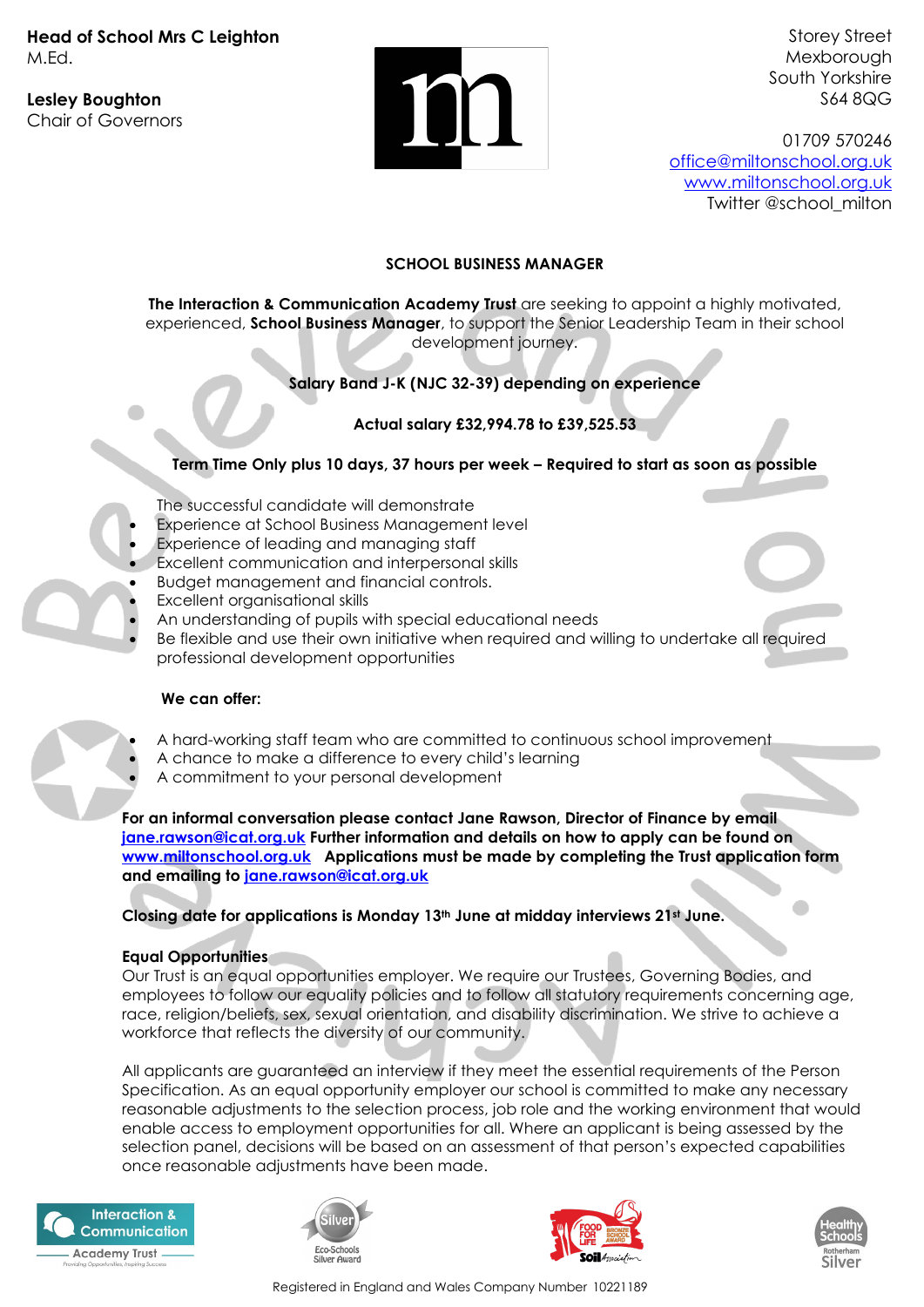**Head of School Mrs C Leighton**
M.Ed.

**Lesley Boughton**
Chair of Governors

Storey Street
Mexborough
South Yorkshire
S64 8QG

01709 570246
office@miltonschool.org.uk
www.miltonschool.org.uk
Twitter @school_milton

## SCHOOL BUSINESS MANAGER

**The Interaction & Communication Academy Trust** are seeking to appoint a highly motivated, experienced, **School Business Manager**, to support the Senior Leadership Team in their school development journey.

**Salary Band J-K (NJC 32-39) depending on experience**

**Actual salary £32,994.78 to £39,525.53**

**Term Time Only plus 10 days, 37 hours per week – Required to start as soon as possible**

The successful candidate will demonstrate

- Experience at School Business Management level
- Experience of leading and managing staff
- Excellent communication and interpersonal skills
- Budget management and financial controls.
- Excellent organisational skills
- An understanding of pupils with special educational needs
- Be flexible and use their own initiative when required and willing to undertake all required professional development opportunities

**We can offer:**

- A hard-working staff team who are committed to continuous school improvement
- A chance to make a difference to every child's learning
- A commitment to your personal development

**For an informal conversation please contact Jane Rawson, Director of Finance by email jane.rawson@icat.org.uk Further information and details on how to apply can be found on www.miltonschool.org.uk Applications must be made by completing the Trust application form and emailing to jane.rawson@icat.org.uk**

**Closing date for applications is Monday 13th June at midday interviews 21st June.**

**Equal Opportunities**
Our Trust is an equal opportunities employer. We require our Trustees, Governing Bodies, and employees to follow our equality policies and to follow all statutory requirements concerning age, race, religion/beliefs, sex, sexual orientation, and disability discrimination. We strive to achieve a workforce that reflects the diversity of our community.

All applicants are guaranteed an interview if they meet the essential requirements of the Person Specification. As an equal opportunity employer our school is committed to make any necessary reasonable adjustments to the selection process, job role and the working environment that would enable access to employment opportunities for all. Where an applicant is being assessed by the selection panel, decisions will be based on an assessment of that person's expected capabilities once reasonable adjustments have been made.

Registered in England and Wales Company Number 10221189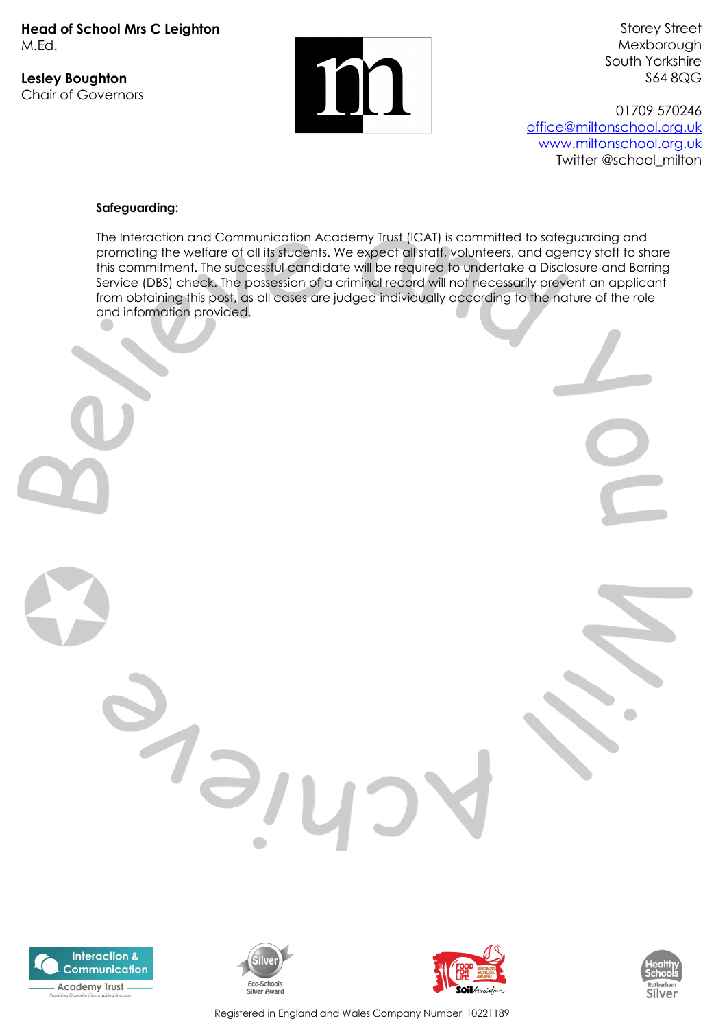**Head of School Mrs C Leighton**
M.Ed.

**Lesley Boughton**
Chair of Governors

Storey Street
Mexborough
South Yorkshire
S64 8QG

01709 570246
office@miltonschool.org.uk
www.miltonschool.org.uk
Twitter @school_milton

**Safeguarding:**

The Interaction and Communication Academy Trust (ICAT) is committed to safeguarding and promoting the welfare of all its students. We expect all staff, volunteers, and agency staff to share this commitment. The successful candidate will be required to undertake a Disclosure and Barring Service (DBS) check. The possession of a criminal record will not necessarily prevent an applicant from obtaining this post, as all cases are judged individually according to the nature of the role and information provided.

Registered in England and Wales Company Number 10221189